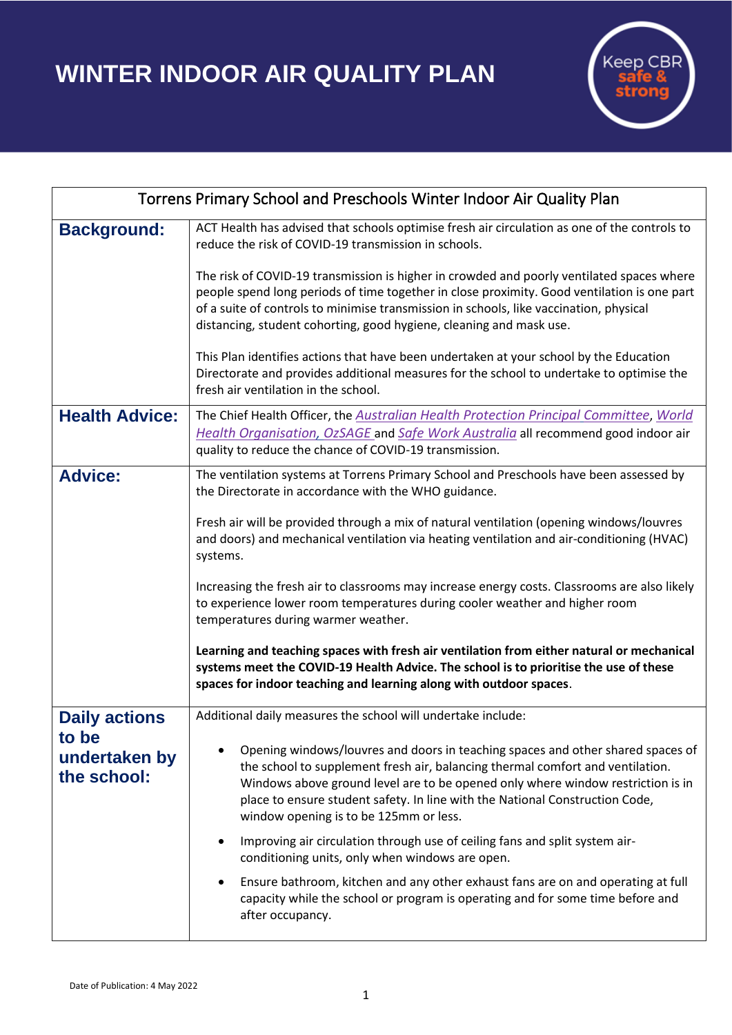# WINTER INDOOR AIR QUALITY PLAN

Keep CBR safe & strong

| Torrens Primary School and Preschools Winter Indoor Air Quality Plan | |
|---|---|
| **Background:** | ACT Health has advised that schools optimise fresh air circulation as one of the controls to reduce the risk of COVID-19 transmission in schools.<br><br>The risk of COVID-19 transmission is higher in crowded and poorly ventilated spaces where people spend long periods of time together in close proximity. Good ventilation is one part of a suite of controls to minimise transmission in schools, like vaccination, physical distancing, student cohorting, good hygiene, cleaning and mask use.<br><br>This Plan identifies actions that have been undertaken at your school by the Education Directorate and provides additional measures for the school to undertake to optimise the fresh air ventilation in the school. |
| **Health Advice:** | The Chief Health Officer, the *Australian Health Protection Principal Committee*, *World Health Organisation*, *OzSAGE* and *Safe Work Australia* all recommend good indoor air quality to reduce the chance of COVID-19 transmission. |
| **Advice:** | The ventilation systems at Torrens Primary School and Preschools have been assessed by the Directorate in accordance with the WHO guidance.<br><br>Fresh air will be provided through a mix of natural ventilation (opening windows/louvres and doors) and mechanical ventilation via heating ventilation and air-conditioning (HVAC) systems.<br><br>Increasing the fresh air to classrooms may increase energy costs. Classrooms are also likely to experience lower room temperatures during cooler weather and higher room temperatures during warmer weather.<br><br>**Learning and teaching spaces with fresh air ventilation from either natural or mechanical systems meet the COVID-19 Health Advice. The school is to prioritise the use of these spaces for indoor teaching and learning along with outdoor spaces**. |
| **Daily actions to be undertaken by the school:** | Additional daily measures the school will undertake include:<br><br>• Opening windows/louvres and doors in teaching spaces and other shared spaces of the school to supplement fresh air, balancing thermal comfort and ventilation. Windows above ground level are to be opened only where window restriction is in place to ensure student safety. In line with the National Construction Code, window opening is to be 125mm or less.<br><br>• Improving air circulation through use of ceiling fans and split system air-conditioning units, only when windows are open.<br><br>• Ensure bathroom, kitchen and any other exhaust fans are on and operating at full capacity while the school or program is operating and for some time before and after occupancy. |

Date of Publication: 4 May 2022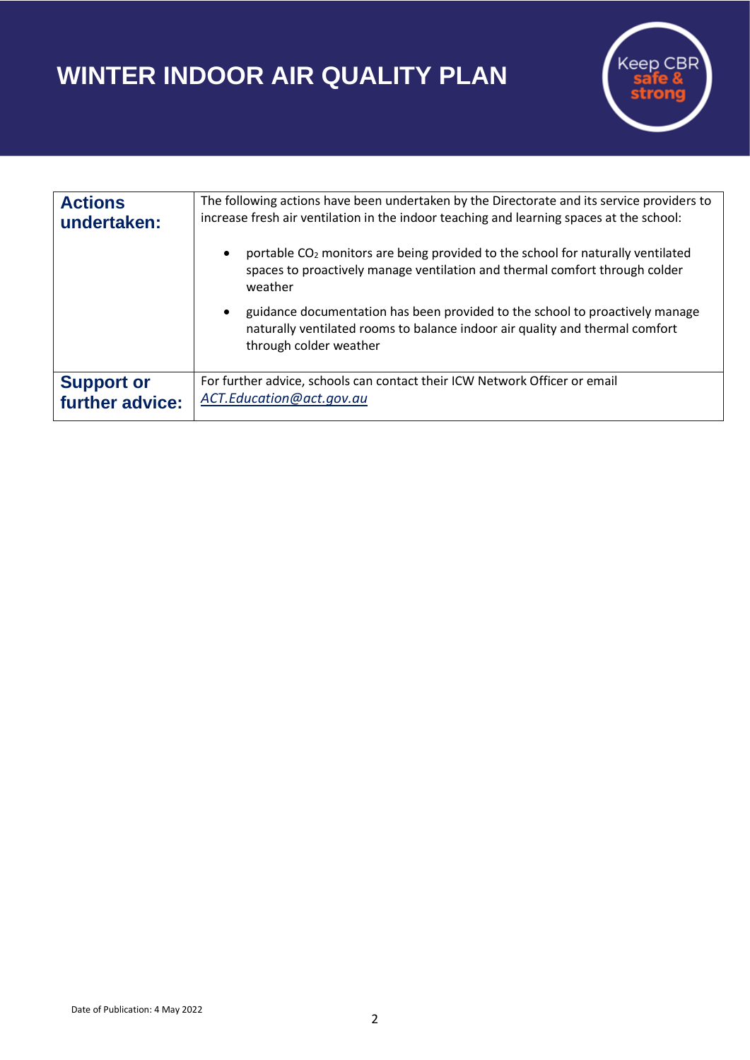# WINTER INDOOR AIR QUALITY PLAN

| | |
|---|---|
| **Actions undertaken:** | The following actions have been undertaken by the Directorate and its service providers to increase fresh air ventilation in the indoor teaching and learning spaces at the school:<br><br>• portable $CO_2$ monitors are being provided to the school for naturally ventilated spaces to proactively manage ventilation and thermal comfort through colder weather<br><br>• guidance documentation has been provided to the school to proactively manage naturally ventilated rooms to balance indoor air quality and thermal comfort through colder weather |
| **Support or further advice:** | For further advice, schools can contact their ICW Network Officer or email *ACT.Education@act.gov.au* |

Date of Publication: 4 May 2022